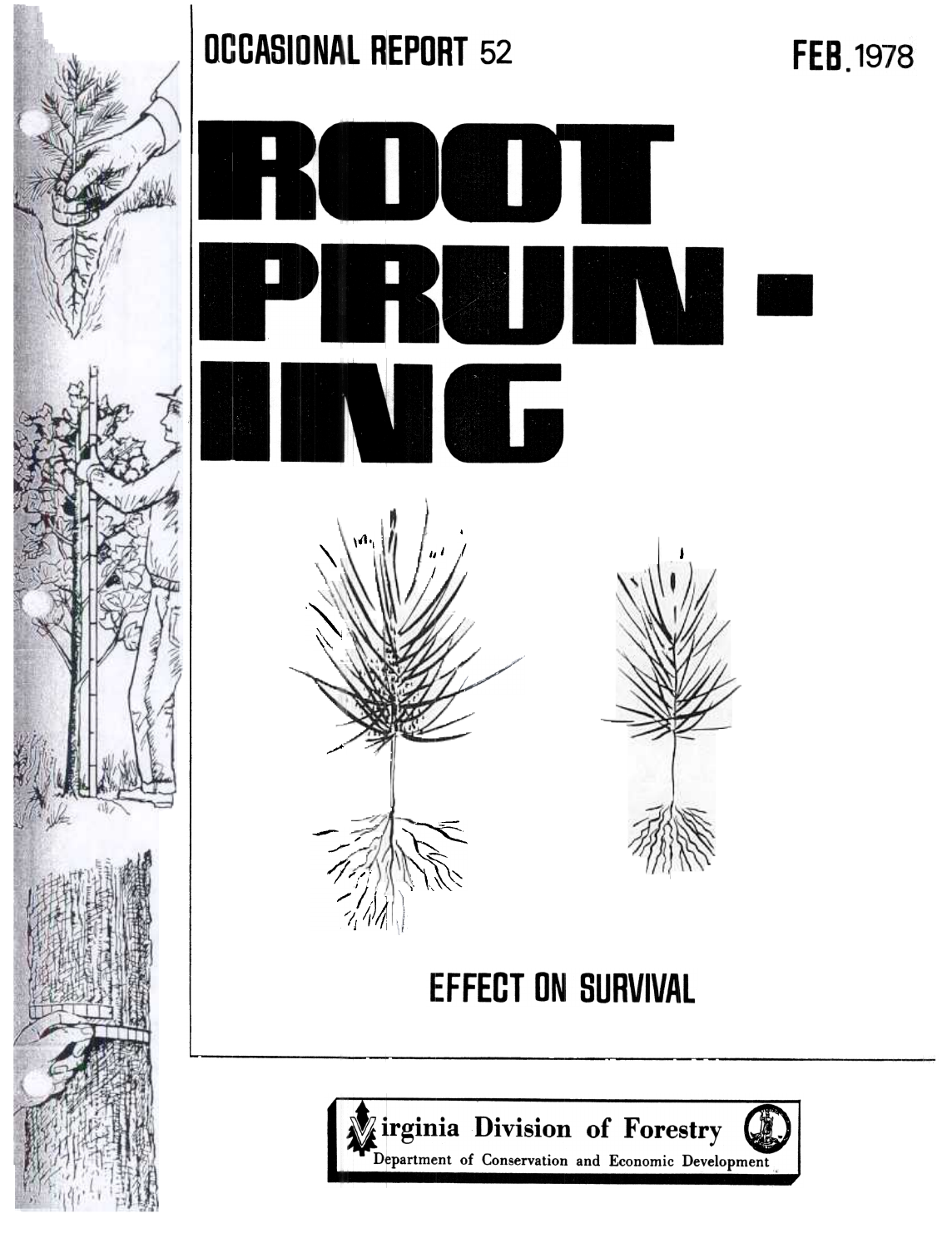OCCASIONAL REPORT 52

FEB. 1978

# ROOT PRUNING

## EFFECT ON SURVIVAL

Virginia Division of Forestry

Department of Conservation and Economic Development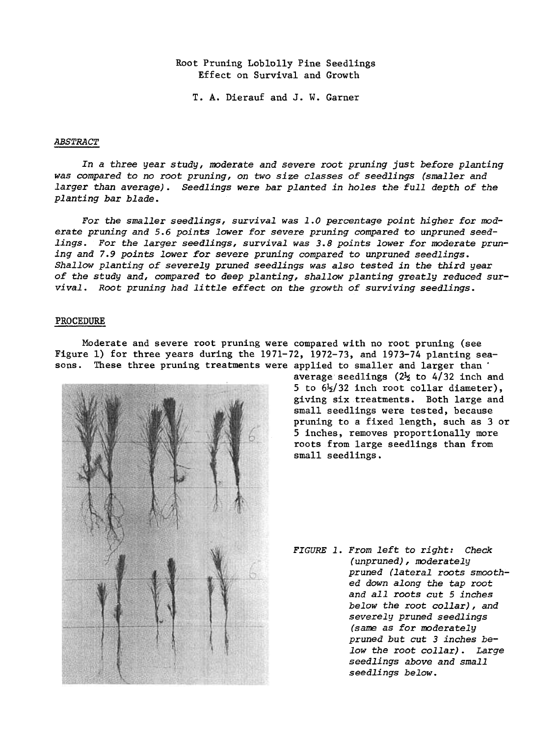Root Pruning Loblolly Pine Seedlings
Effect on Survival and Growth

T. A. Dierauf and J. W. Garner

## ABSTRACT

*In a three year study, moderate and severe root pruning just before planting was compared to no root pruning, on two size classes of seedlings (smaller and larger than average). Seedlings were bar planted in holes the full depth of the planting bar blade.*

*For the smaller seedlings, survival was 1.0 percentage point higher for moderate pruning and 5.6 points lower for severe pruning compared to unpruned seedlings. For the larger seedlings, survival was 3.8 points lower for moderate pruning and 7.9 points lower for severe pruning compared to unpruned seedlings. Shallow planting of severely pruned seedlings was also tested in the third year of the study and, compared to deep planting, shallow planting greatly reduced survival. Root pruning had little effect on the growth of surviving seedlings.*

## PROCEDURE

Moderate and severe root pruning were compared with no root pruning (see Figure 1) for three years during the 1971-72, 1972-73, and 1973-74 planting seasons. These three pruning treatments were applied to smaller and larger than average seedlings (2½ to 4/32 inch and 5 to 6½/32 inch root collar diameter), giving six treatments. Both large and small seedlings were tested, because pruning to a fixed length, such as 3 or 5 inches, removes proportionally more roots from large seedlings than from small seedlings.

*FIGURE 1. From left to right: Check (unpruned), moderately pruned (lateral roots smoothed down along the tap root and all roots cut 5 inches below the root collar), and severely pruned seedlings (same as for moderately pruned but cut 3 inches below the root collar). Large seedlings above and small seedlings below.*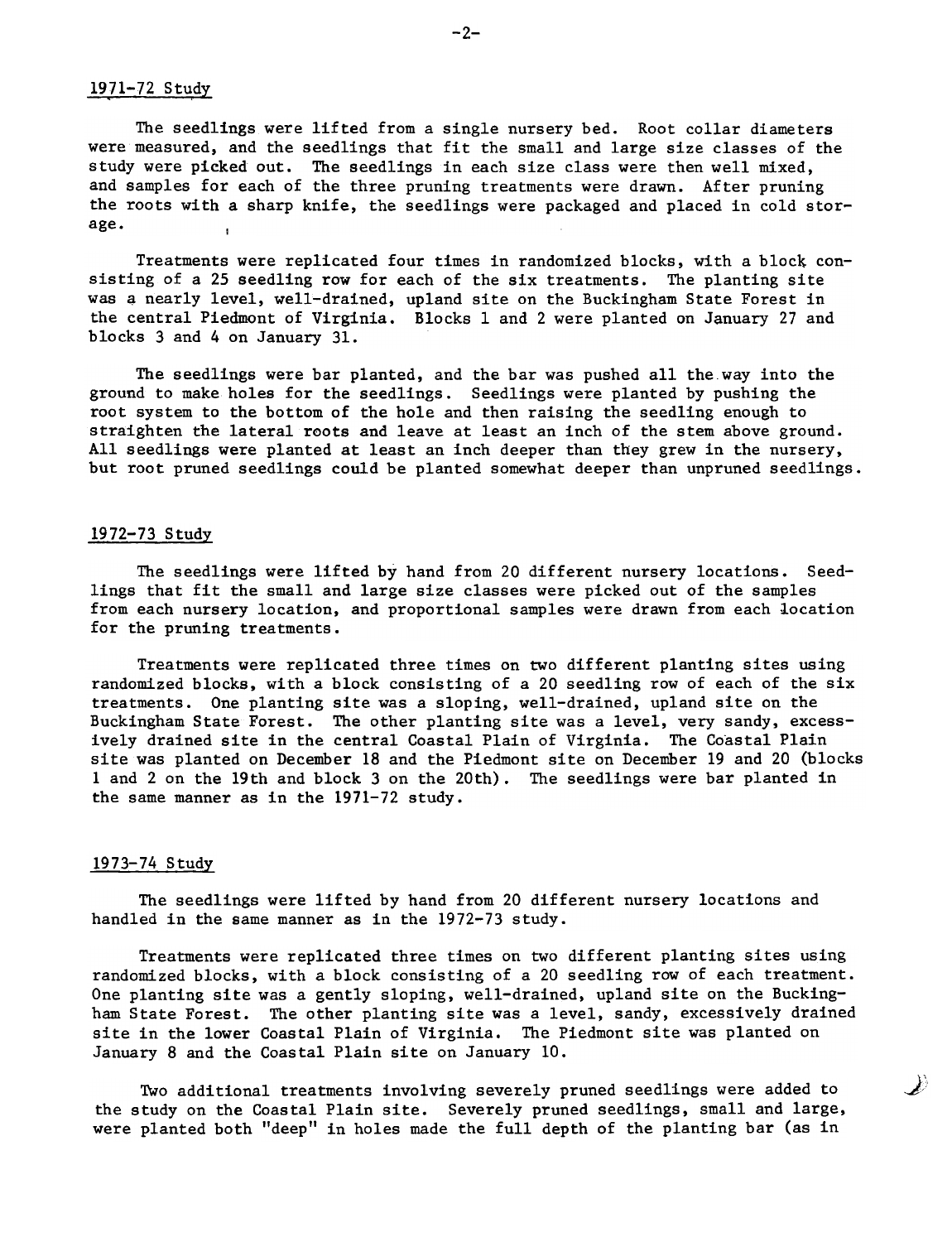## 1971-72 Study

The seedlings were lifted from a single nursery bed. Root collar diameters were measured, and the seedlings that fit the small and large size classes of the study were picked out. The seedlings in each size class were then well mixed, and samples for each of the three pruning treatments were drawn. After pruning the roots with a sharp knife, the seedlings were packaged and placed in cold storage.

Treatments were replicated four times in randomized blocks, with a block consisting of a 25 seedling row for each of the six treatments. The planting site was a nearly level, well-drained, upland site on the Buckingham State Forest in the central Piedmont of Virginia. Blocks 1 and 2 were planted on January 27 and blocks 3 and 4 on January 31.

The seedlings were bar planted, and the bar was pushed all the way into the ground to make holes for the seedlings. Seedlings were planted by pushing the root system to the bottom of the hole and then raising the seedling enough to straighten the lateral roots and leave at least an inch of the stem above ground. All seedlings were planted at least an inch deeper than they grew in the nursery, but root pruned seedlings could be planted somewhat deeper than unpruned seedlings.

## 1972-73 Study

The seedlings were lifted by hand from 20 different nursery locations. Seedlings that fit the small and large size classes were picked out of the samples from each nursery location, and proportional samples were drawn from each location for the pruning treatments.

Treatments were replicated three times on two different planting sites using randomized blocks, with a block consisting of a 20 seedling row of each of the six treatments. One planting site was a sloping, well-drained, upland site on the Buckingham State Forest. The other planting site was a level, very sandy, excessively drained site in the central Coastal Plain of Virginia. The Coastal Plain site was planted on December 18 and the Piedmont site on December 19 and 20 (blocks 1 and 2 on the 19th and block 3 on the 20th). The seedlings were bar planted in the same manner as in the 1971-72 study.

## 1973-74 Study

The seedlings were lifted by hand from 20 different nursery locations and handled in the same manner as in the 1972-73 study.

Treatments were replicated three times on two different planting sites using randomized blocks, with a block consisting of a 20 seedling row of each treatment. One planting site was a gently sloping, well-drained, upland site on the Buckingham State Forest. The other planting site was a level, sandy, excessively drained site in the lower Coastal Plain of Virginia. The Piedmont site was planted on January 8 and the Coastal Plain site on January 10.

Two additional treatments involving severely pruned seedlings were added to the study on the Coastal Plain site. Severely pruned seedlings, small and large, were planted both "deep" in holes made the full depth of the planting bar (as in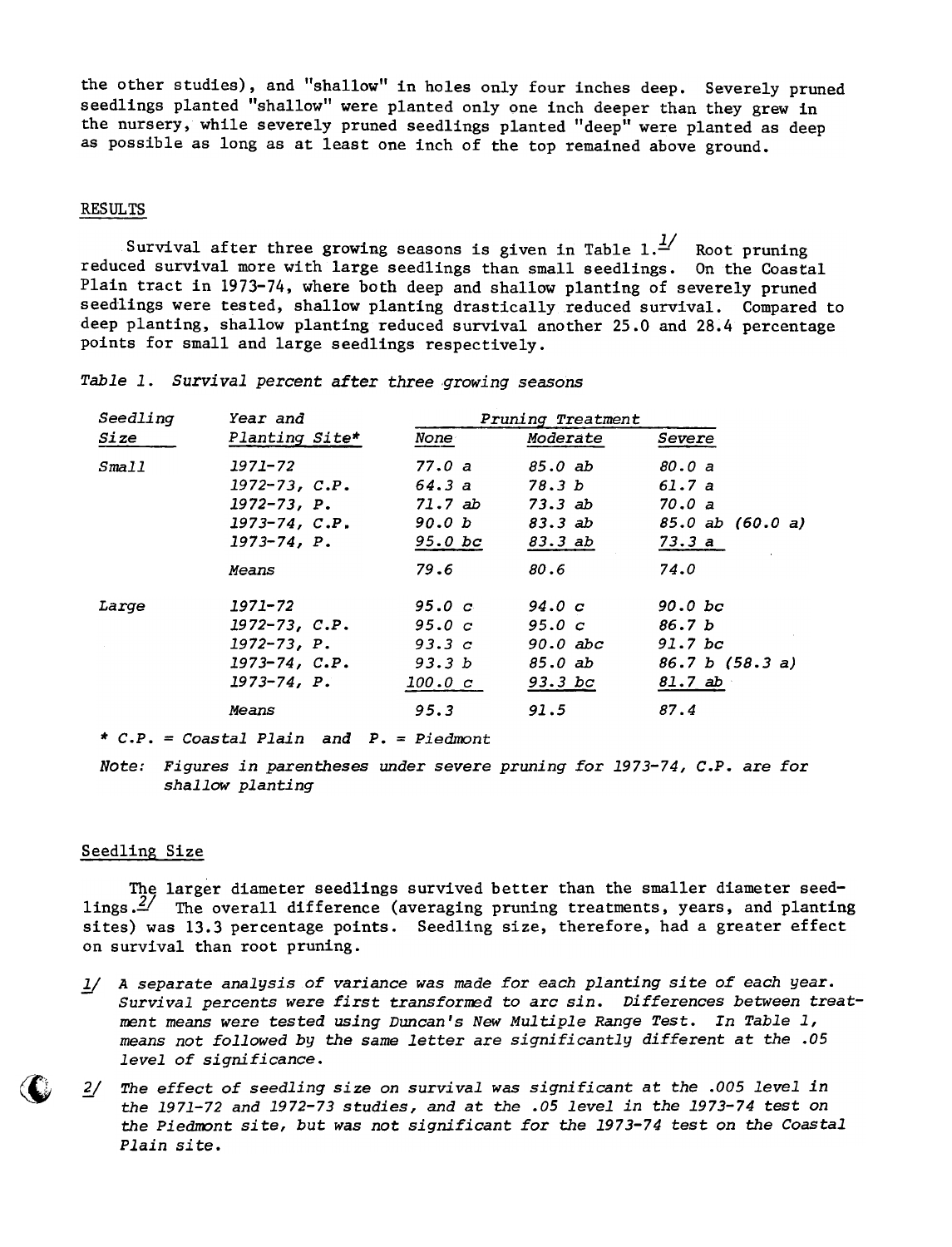the other studies), and "shallow" in holes only four inches deep. Severely pruned seedlings planted "shallow" were planted only one inch deeper than they grew in the nursery, while severely pruned seedlings planted "deep" were planted as deep as possible as long as at least one inch of the top remained above ground.

## RESULTS

Survival after three growing seasons is given in Table 1.[1/] Root pruning reduced survival more with large seedlings than small seedlings. On the Coastal Plain tract in 1973-74, where both deep and shallow planting of severely pruned seedlings were tested, shallow planting drastically reduced survival. Compared to deep planting, shallow planting reduced survival another 25.0 and 28.4 percentage points for small and large seedlings respectively.

*Table 1. Survival percent after three growing seasons*

| *Seedling Size* | *Year and Planting Site** | *Pruning Treatment* | | |
|---|---|---|---|---|
| | | *None* | *Moderate* | *Severe* |
| *Small* | *1971-72* | *77.0 a* | *85.0 ab* | *80.0 a* |
| | *1972-73, C.P.* | *64.3 a* | *78.3 b* | *61.7 a* |
| | *1972-73, P.* | *71.7 ab* | *73.3 ab* | *70.0 a* |
| | *1973-74, C.P.* | *90.0 b* | *83.3 ab* | *85.0 ab (60.0 a)* |
| | *1973-74, P.* | *95.0 bc* | *83.3 ab* | *73.3 a* |
| | *Means* | *79.6* | *80.6* | *74.0* |
| *Large* | *1971-72* | *95.0 c* | *94.0 c* | *90.0 bc* |
| | *1972-73, C.P.* | *95.0 c* | *95.0 c* | *86.7 b* |
| | *1972-73, P.* | *93.3 c* | *90.0 abc* | *91.7 bc* |
| | *1973-74, C.P.* | *93.3 b* | *85.0 ab* | *86.7 b (58.3 a)* |
| | *1973-74, P.* | *100.0 c* | *93.3 bc* | *81.7 ab* |
| | *Means* | *95.3* | *91.5* | *87.4* |

*\* C.P. = Coastal Plain and P. = Piedmont*

*Note: Figures in parentheses under severe pruning for 1973-74, C.P. are for shallow planting*

### Seedling Size

The larger diameter seedlings survived better than the smaller diameter seedlings.[2/] The overall difference (averaging pruning treatments, years, and planting sites) was 13.3 percentage points. Seedling size, therefore, had a greater effect on survival than root pruning.

1/ *A separate analysis of variance was made for each planting site of each year. Survival percents were first transformed to arc sin. Differences between treatment means were tested using Duncan's New Multiple Range Test. In Table 1, means not followed by the same letter are significantly different at the .05 level of significance.*

2/ *The effect of seedling size on survival was significant at the .005 level in the 1971-72 and 1972-73 studies, and at the .05 level in the 1973-74 test on the Piedmont site, but was not significant for the 1973-74 test on the Coastal Plain site.*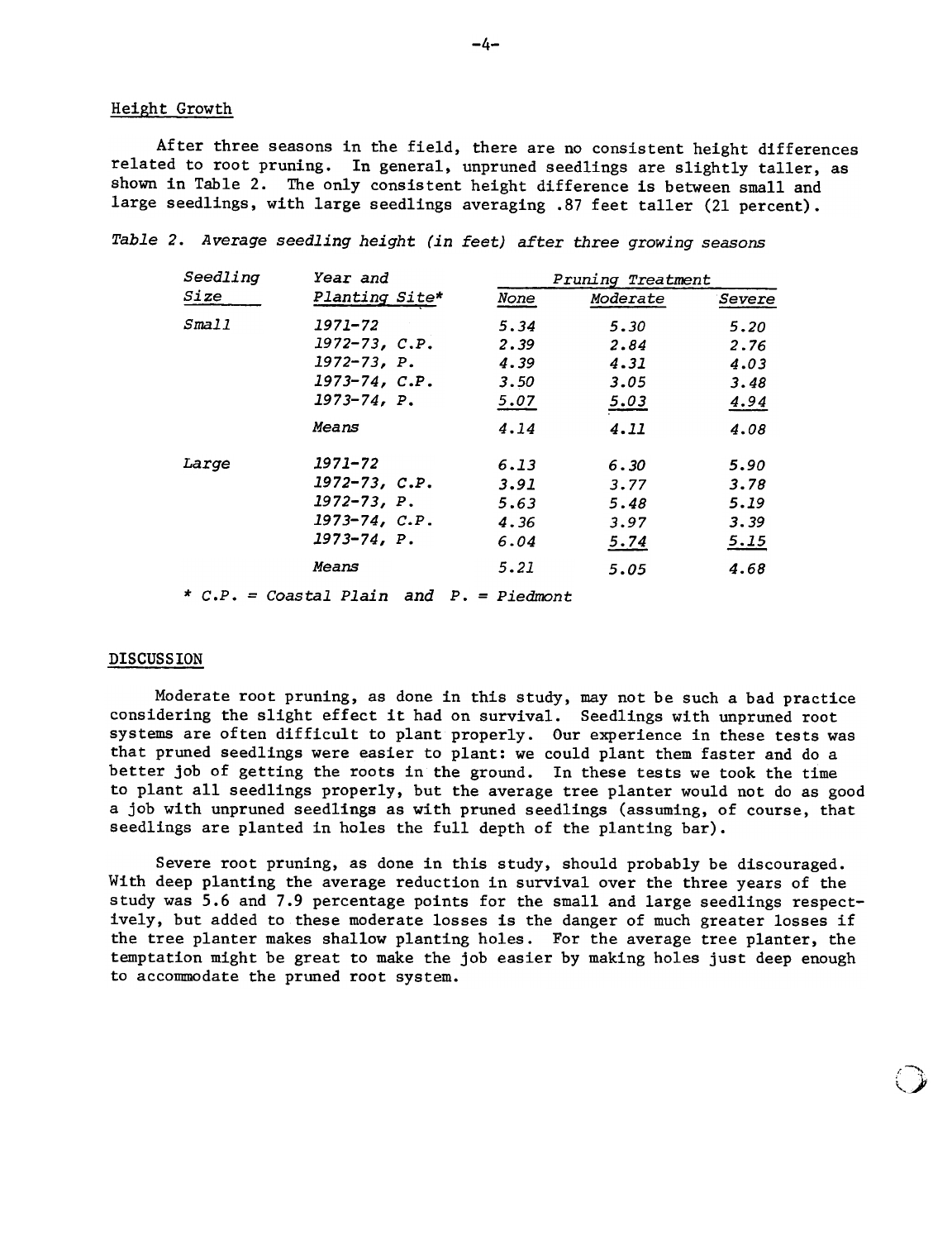## Height Growth

After three seasons in the field, there are no consistent height differences related to root pruning. In general, unpruned seedlings are slightly taller, as shown in Table 2. The only consistent height difference is between small and large seedlings, with large seedlings averaging .87 feet taller (21 percent).

*Table 2. Average seedling height (in feet) after three growing seasons*

| Seedling Size | Year and Planting Site* | Pruning Treatment | | |
|---|---|---|---|---|
| | | None | Moderate | Severe |
| *Small* | *1971-72* | *5.34* | *5.30* | *5.20* |
| | *1972-73, C.P.* | *2.39* | *2.84* | *2.76* |
| | *1972-73, P.* | *4.39* | *4.31* | *4.03* |
| | *1973-74, C.P.* | *3.50* | *3.05* | *3.48* |
| | *1973-74, P.* | *5.07* | *5.03* | *4.94* |
| | *Means* | *4.14* | *4.11* | *4.08* |
| *Large* | *1971-72* | *6.13* | *6.30* | *5.90* |
| | *1972-73, C.P.* | *3.91* | *3.77* | *3.78* |
| | *1972-73, P.* | *5.63* | *5.48* | *5.19* |
| | *1973-74, C.P.* | *4.36* | *3.97* | *3.39* |
| | *1973-74, P.* | *6.04* | *5.74* | *5.15* |
| | *Means* | *5.21* | *5.05* | *4.68* |

*\* C.P. = Coastal Plain and P. = Piedmont*

## DISCUSSION

Moderate root pruning, as done in this study, may not be such a bad practice considering the slight effect it had on survival. Seedlings with unpruned root systems are often difficult to plant properly. Our experience in these tests was that pruned seedlings were easier to plant: we could plant them faster and do a better job of getting the roots in the ground. In these tests we took the time to plant all seedlings properly, but the average tree planter would not do as good a job with unpruned seedlings as with pruned seedlings (assuming, of course, that seedlings are planted in holes the full depth of the planting bar).

Severe root pruning, as done in this study, should probably be discouraged. With deep planting the average reduction in survival over the three years of the study was 5.6 and 7.9 percentage points for the small and large seedlings respectively, but added to these moderate losses is the danger of much greater losses if the tree planter makes shallow planting holes. For the average tree planter, the temptation might be great to make the job easier by making holes just deep enough to accommodate the pruned root system.